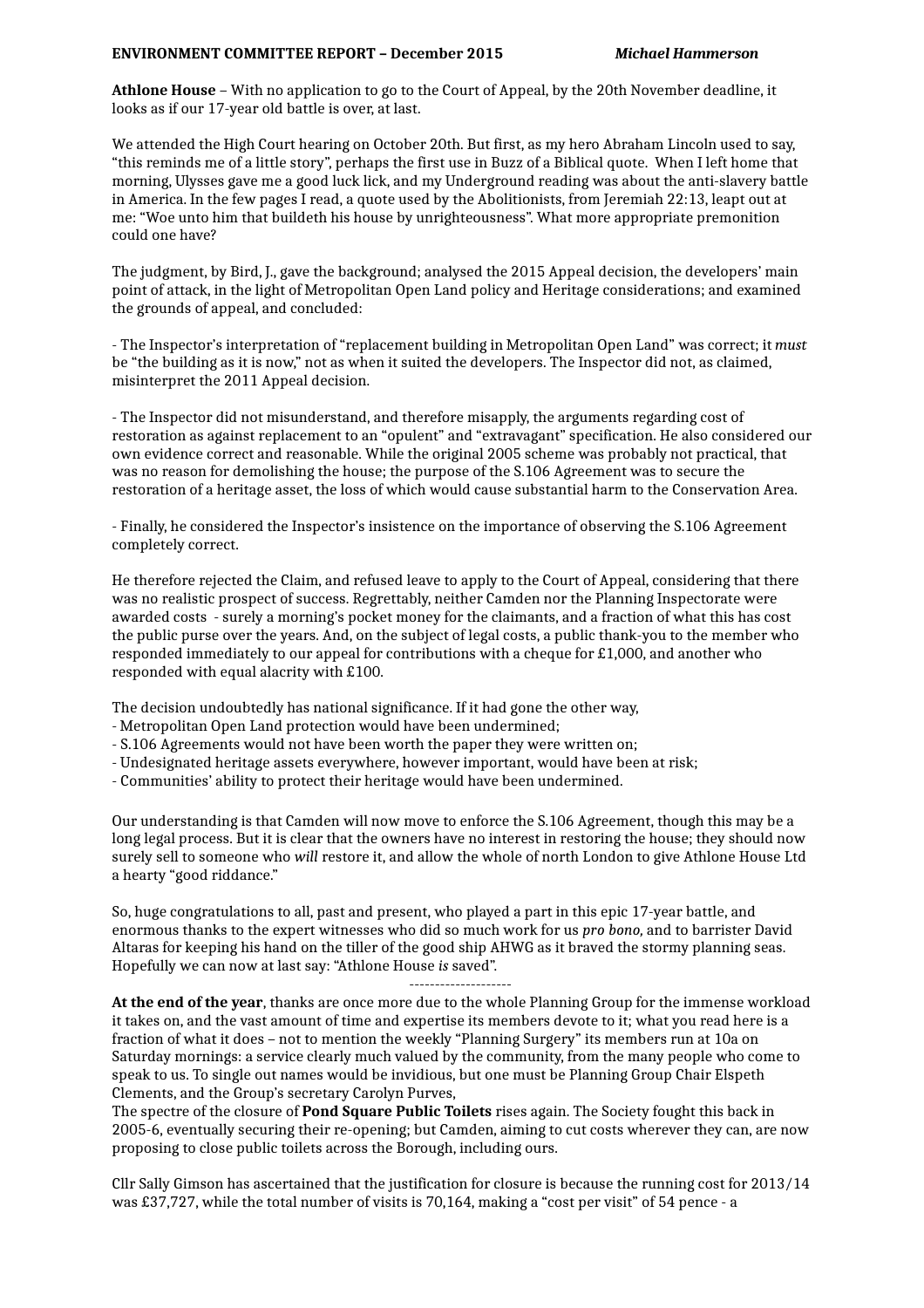**ENVIRONMENT COMMITTEE REPORT – December 2015** *Michael Hammerson*

**Athlone House** – With no application to go to the Court of Appeal, by the 20th November deadline, it looks as if our 17-year old battle is over, at last.

We attended the High Court hearing on October 20th. But first, as my hero Abraham Lincoln used to say, "this reminds me of a little story", perhaps the first use in Buzz of a Biblical quote. When I left home that morning, Ulysses gave me a good luck lick, and my Underground reading was about the anti-slavery battle in America. In the few pages I read, a quote used by the Abolitionists, from Jeremiah 22:13, leapt out at me: "Woe unto him that buildeth his house by unrighteousness". What more appropriate premonition could one have?

The judgment, by Bird, J., gave the background; analysed the 2015 Appeal decision, the developers' main point of attack, in the light of Metropolitan Open Land policy and Heritage considerations; and examined the grounds of appeal, and concluded:

- The Inspector's interpretation of "replacement building in Metropolitan Open Land" was correct; it *must* be "the building as it is now," not as when it suited the developers. The Inspector did not, as claimed, misinterpret the 2011 Appeal decision.

- The Inspector did not misunderstand, and therefore misapply, the arguments regarding cost of restoration as against replacement to an "opulent" and "extravagant" specification. He also considered our own evidence correct and reasonable. While the original 2005 scheme was probably not practical, that was no reason for demolishing the house; the purpose of the S.106 Agreement was to secure the restoration of a heritage asset, the loss of which would cause substantial harm to the Conservation Area.

- Finally, he considered the Inspector's insistence on the importance of observing the S.106 Agreement completely correct.

He therefore rejected the Claim, and refused leave to apply to the Court of Appeal, considering that there was no realistic prospect of success. Regrettably, neither Camden nor the Planning Inspectorate were awarded costs - surely a morning's pocket money for the claimants, and a fraction of what this has cost the public purse over the years. And, on the subject of legal costs, a public thank-you to the member who responded immediately to our appeal for contributions with a cheque for £1,000, and another who responded with equal alacrity with £100.

The decision undoubtedly has national significance. If it had gone the other way,
- Metropolitan Open Land protection would have been undermined;
- S.106 Agreements would not have been worth the paper they were written on;
- Undesignated heritage assets everywhere, however important, would have been at risk;
- Communities' ability to protect their heritage would have been undermined.

Our understanding is that Camden will now move to enforce the S.106 Agreement, though this may be a long legal process. But it is clear that the owners have no interest in restoring the house; they should now surely sell to someone who *will* restore it, and allow the whole of north London to give Athlone House Ltd a hearty "good riddance."

So, huge congratulations to all, past and present, who played a part in this epic 17-year battle, and enormous thanks to the expert witnesses who did so much work for us *pro bono,* and to barrister David Altaras for keeping his hand on the tiller of the good ship AHWG as it braved the stormy planning seas. Hopefully we can now at last say: "Athlone House *is* saved".

--------------------

**At the end of the year**, thanks are once more due to the whole Planning Group for the immense workload it takes on, and the vast amount of time and expertise its members devote to it; what you read here is a fraction of what it does – not to mention the weekly "Planning Surgery" its members run at 10a on Saturday mornings: a service clearly much valued by the community, from the many people who come to speak to us. To single out names would be invidious, but one must be Planning Group Chair Elspeth Clements, and the Group's secretary Carolyn Purves,

The spectre of the closure of **Pond Square Public Toilets** rises again. The Society fought this back in 2005-6, eventually securing their re-opening; but Camden, aiming to cut costs wherever they can, are now proposing to close public toilets across the Borough, including ours.

Cllr Sally Gimson has ascertained that the justification for closure is because the running cost for 2013/14 was £37,727, while the total number of visits is 70,164, making a "cost per visit" of 54 pence - a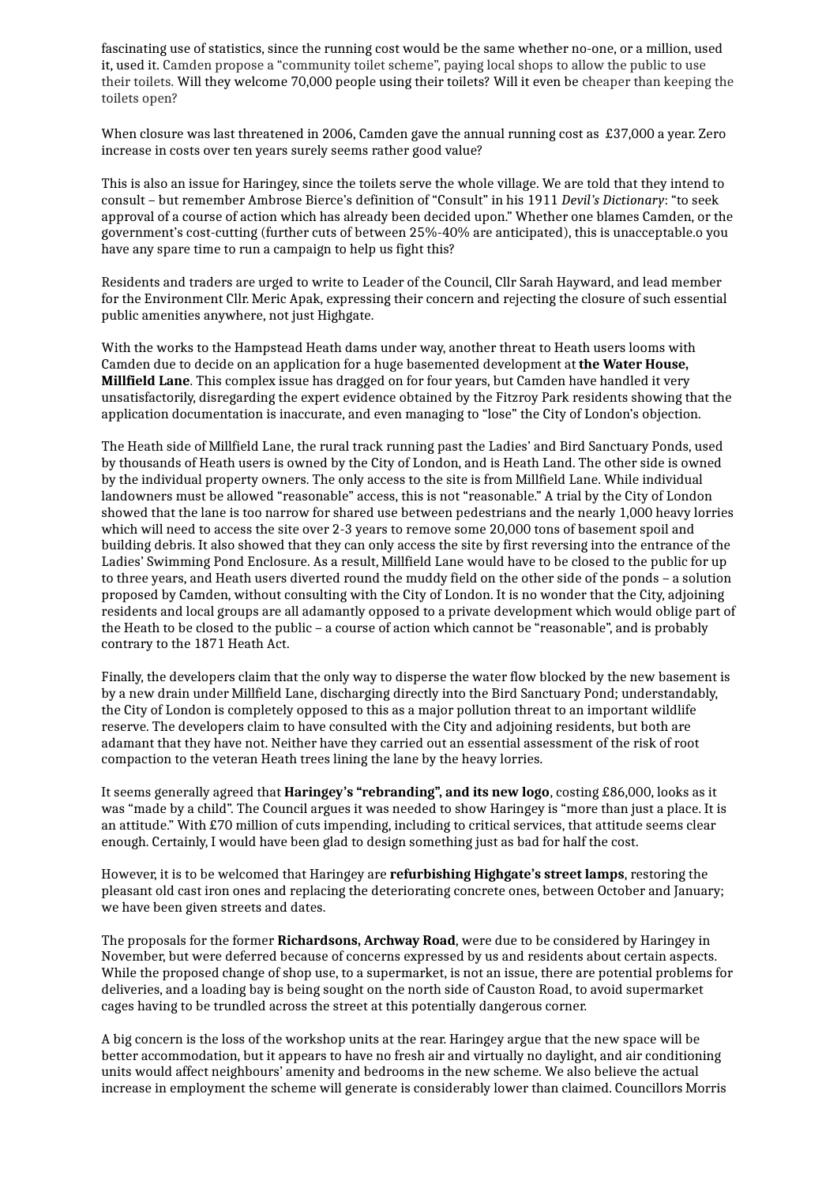fascinating use of statistics, since the running cost would be the same whether no-one, or a million, used it, used it. Camden propose a "community toilet scheme", paying local shops to allow the public to use their toilets. Will they welcome 70,000 people using their toilets? Will it even be cheaper than keeping the toilets open?

When closure was last threatened in 2006, Camden gave the annual running cost as £37,000 a year. Zero increase in costs over ten years surely seems rather good value?

This is also an issue for Haringey, since the toilets serve the whole village. We are told that they intend to consult – but remember Ambrose Bierce's definition of "Consult" in his 1911 *Devil's Dictionary*: "to seek approval of a course of action which has already been decided upon." Whether one blames Camden, or the government's cost-cutting (further cuts of between 25%-40% are anticipated), this is unacceptable.o you have any spare time to run a campaign to help us fight this?

Residents and traders are urged to write to Leader of the Council, Cllr Sarah Hayward, and lead member for the Environment Cllr. Meric Apak, expressing their concern and rejecting the closure of such essential public amenities anywhere, not just Highgate.

With the works to the Hampstead Heath dams under way, another threat to Heath users looms with Camden due to decide on an application for a huge basemented development at **the Water House, Millfield Lane**. This complex issue has dragged on for four years, but Camden have handled it very unsatisfactorily, disregarding the expert evidence obtained by the Fitzroy Park residents showing that the application documentation is inaccurate, and even managing to "lose" the City of London's objection.

The Heath side of Millfield Lane, the rural track running past the Ladies' and Bird Sanctuary Ponds, used by thousands of Heath users is owned by the City of London, and is Heath Land. The other side is owned by the individual property owners. The only access to the site is from Millfield Lane. While individual landowners must be allowed "reasonable" access, this is not "reasonable." A trial by the City of London showed that the lane is too narrow for shared use between pedestrians and the nearly 1,000 heavy lorries which will need to access the site over 2-3 years to remove some 20,000 tons of basement spoil and building debris. It also showed that they can only access the site by first reversing into the entrance of the Ladies' Swimming Pond Enclosure. As a result, Millfield Lane would have to be closed to the public for up to three years, and Heath users diverted round the muddy field on the other side of the ponds – a solution proposed by Camden, without consulting with the City of London. It is no wonder that the City, adjoining residents and local groups are all adamantly opposed to a private development which would oblige part of the Heath to be closed to the public – a course of action which cannot be "reasonable", and is probably contrary to the 1871 Heath Act.

Finally, the developers claim that the only way to disperse the water flow blocked by the new basement is by a new drain under Millfield Lane, discharging directly into the Bird Sanctuary Pond; understandably, the City of London is completely opposed to this as a major pollution threat to an important wildlife reserve. The developers claim to have consulted with the City and adjoining residents, but both are adamant that they have not. Neither have they carried out an essential assessment of the risk of root compaction to the veteran Heath trees lining the lane by the heavy lorries.

It seems generally agreed that **Haringey's "rebranding", and its new logo**, costing £86,000, looks as it was "made by a child". The Council argues it was needed to show Haringey is "more than just a place. It is an attitude." With £70 million of cuts impending, including to critical services, that attitude seems clear enough. Certainly, I would have been glad to design something just as bad for half the cost.

However, it is to be welcomed that Haringey are **refurbishing Highgate's street lamps**, restoring the pleasant old cast iron ones and replacing the deteriorating concrete ones, between October and January; we have been given streets and dates.

The proposals for the former **Richardsons, Archway Road**, were due to be considered by Haringey in November, but were deferred because of concerns expressed by us and residents about certain aspects. While the proposed change of shop use, to a supermarket, is not an issue, there are potential problems for deliveries, and a loading bay is being sought on the north side of Causton Road, to avoid supermarket cages having to be trundled across the street at this potentially dangerous corner.

A big concern is the loss of the workshop units at the rear. Haringey argue that the new space will be better accommodation, but it appears to have no fresh air and virtually no daylight, and air conditioning units would affect neighbours' amenity and bedrooms in the new scheme. We also believe the actual increase in employment the scheme will generate is considerably lower than claimed. Councillors Morris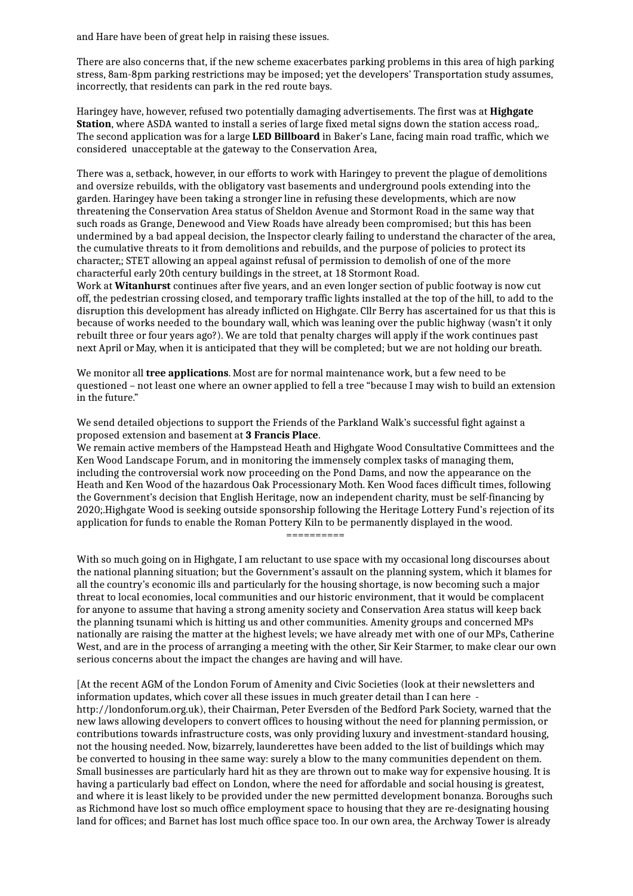and Hare have been of great help in raising these issues.

There are also concerns that, if the new scheme exacerbates parking problems in this area of high parking stress, 8am-8pm parking restrictions may be imposed; yet the developers' Transportation study assumes, incorrectly, that residents can park in the red route bays.

Haringey have, however, refused two potentially damaging advertisements. The first was at **Highgate Station**, where ASDA wanted to install a series of large fixed metal signs down the station access road,. The second application was for a large **LED Billboard** in Baker's Lane, facing main road traffic, which we considered unacceptable at the gateway to the Conservation Area,

There was a, setback, however, in our efforts to work with Haringey to prevent the plague of demolitions and oversize rebuilds, with the obligatory vast basements and underground pools extending into the garden. Haringey have been taking a stronger line in refusing these developments, which are now threatening the Conservation Area status of Sheldon Avenue and Stormont Road in the same way that such roads as Grange, Denewood and View Roads have already been compromised; but this has been undermined by a bad appeal decision, the Inspector clearly failing to understand the character of the area, the cumulative threats to it from demolitions and rebuilds, and the purpose of policies to protect its character,; STET allowing an appeal against refusal of permission to demolish of one of the more characterful early 20th century buildings in the street, at 18 Stormont Road.

Work at **Witanhurst** continues after five years, and an even longer section of public footway is now cut off, the pedestrian crossing closed, and temporary traffic lights installed at the top of the hill, to add to the disruption this development has already inflicted on Highgate. Cllr Berry has ascertained for us that this is because of works needed to the boundary wall, which was leaning over the public highway (wasn't it only rebuilt three or four years ago?). We are told that penalty charges will apply if the work continues past next April or May, when it is anticipated that they will be completed; but we are not holding our breath.

We monitor all **tree applications**. Most are for normal maintenance work, but a few need to be questioned – not least one where an owner applied to fell a tree "because I may wish to build an extension in the future."

We send detailed objections to support the Friends of the Parkland Walk's successful fight against a proposed extension and basement at **3 Francis Place**.

We remain active members of the Hampstead Heath and Highgate Wood Consultative Committees and the Ken Wood Landscape Forum, and in monitoring the immensely complex tasks of managing them, including the controversial work now proceeding on the Pond Dams, and now the appearance on the Heath and Ken Wood of the hazardous Oak Processionary Moth. Ken Wood faces difficult times, following the Government's decision that English Heritage, now an independent charity, must be self-financing by 2020;.Highgate Wood is seeking outside sponsorship following the Heritage Lottery Fund's rejection of its application for funds to enable the Roman Pottery Kiln to be permanently displayed in the wood.

==========

With so much going on in Highgate, I am reluctant to use space with my occasional long discourses about the national planning situation; but the Government's assault on the planning system, which it blames for all the country's economic ills and particularly for the housing shortage, is now becoming such a major threat to local economies, local communities and our historic environment, that it would be complacent for anyone to assume that having a strong amenity society and Conservation Area status will keep back the planning tsunami which is hitting us and other communities. Amenity groups and concerned MPs nationally are raising the matter at the highest levels; we have already met with one of our MPs, Catherine West, and are in the process of arranging a meeting with the other, Sir Keir Starmer, to make clear our own serious concerns about the impact the changes are having and will have.

[At the recent AGM of the London Forum of Amenity and Civic Societies (look at their newsletters and information updates, which cover all these issues in much greater detail than I can here - http://londonforum.org.uk), their Chairman, Peter Eversden of the Bedford Park Society, warned that the new laws allowing developers to convert offices to housing without the need for planning permission, or contributions towards infrastructure costs, was only providing luxury and investment-standard housing, not the housing needed. Now, bizarrely, launderettes have been added to the list of buildings which may be converted to housing in thee same way: surely a blow to the many communities dependent on them. Small businesses are particularly hard hit as they are thrown out to make way for expensive housing. It is having a particularly bad effect on London, where the need for affordable and social housing is greatest, and where it is least likely to be provided under the new permitted development bonanza. Boroughs such as Richmond have lost so much office employment space to housing that they are re-designating housing land for offices; and Barnet has lost much office space too. In our own area, the Archway Tower is already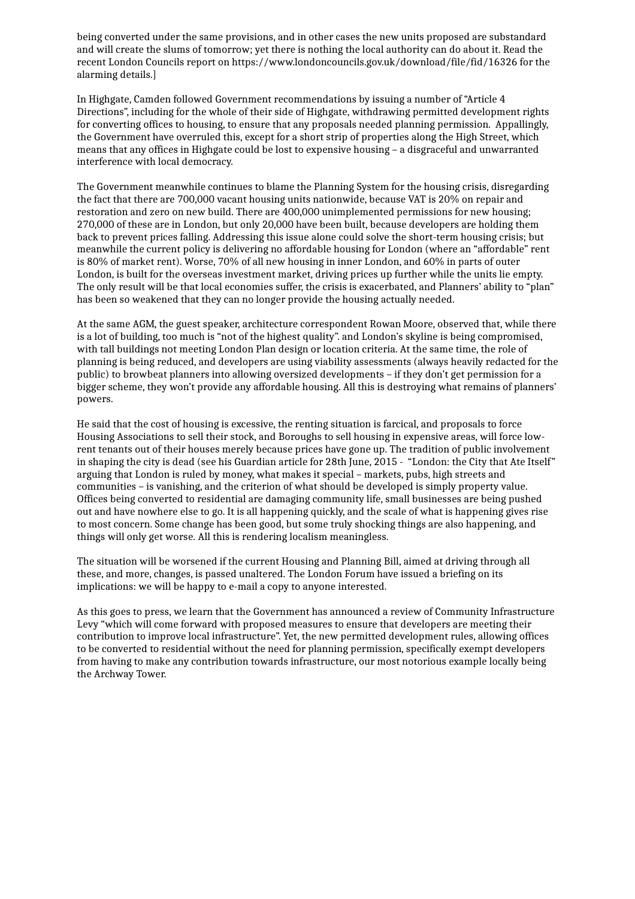being converted under the same provisions, and in other cases the new units proposed are substandard and will create the slums of tomorrow; yet there is nothing the local authority can do about it. Read the recent London Councils report on https://www.londoncouncils.gov.uk/download/file/fid/16326 for the alarming details.]

In Highgate, Camden followed Government recommendations by issuing a number of "Article 4 Directions", including for the whole of their side of Highgate, withdrawing permitted development rights for converting offices to housing, to ensure that any proposals needed planning permission. Appallingly, the Government have overruled this, except for a short strip of properties along the High Street, which means that any offices in Highgate could be lost to expensive housing – a disgraceful and unwarranted interference with local democracy.

The Government meanwhile continues to blame the Planning System for the housing crisis, disregarding the fact that there are 700,000 vacant housing units nationwide, because VAT is 20% on repair and restoration and zero on new build. There are 400,000 unimplemented permissions for new housing; 270,000 of these are in London, but only 20,000 have been built, because developers are holding them back to prevent prices falling. Addressing this issue alone could solve the short-term housing crisis; but meanwhile the current policy is delivering no affordable housing for London (where an "affordable" rent is 80% of market rent). Worse, 70% of all new housing in inner London, and 60% in parts of outer London, is built for the overseas investment market, driving prices up further while the units lie empty. The only result will be that local economies suffer, the crisis is exacerbated, and Planners' ability to "plan" has been so weakened that they can no longer provide the housing actually needed.

At the same AGM, the guest speaker, architecture correspondent Rowan Moore, observed that, while there is a lot of building, too much is "not of the highest quality". and London's skyline is being compromised, with tall buildings not meeting London Plan design or location criteria. At the same time, the role of planning is being reduced, and developers are using viability assessments (always heavily redacted for the public) to browbeat planners into allowing oversized developments – if they don't get permission for a bigger scheme, they won't provide any affordable housing. All this is destroying what remains of planners' powers.

He said that the cost of housing is excessive, the renting situation is farcical, and proposals to force Housing Associations to sell their stock, and Boroughs to sell housing in expensive areas, will force low-rent tenants out of their houses merely because prices have gone up. The tradition of public involvement in shaping the city is dead (see his Guardian article for 28th June, 2015 - "London: the City that Ate Itself" arguing that London is ruled by money, what makes it special – markets, pubs, high streets and communities – is vanishing, and the criterion of what should be developed is simply property value. Offices being converted to residential are damaging community life, small businesses are being pushed out and have nowhere else to go. It is all happening quickly, and the scale of what is happening gives rise to most concern. Some change has been good, but some truly shocking things are also happening, and things will only get worse. All this is rendering localism meaningless.

The situation will be worsened if the current Housing and Planning Bill, aimed at driving through all these, and more, changes, is passed unaltered. The London Forum have issued a briefing on its implications: we will be happy to e-mail a copy to anyone interested.

As this goes to press, we learn that the Government has announced a review of Community Infrastructure Levy "which will come forward with proposed measures to ensure that developers are meeting their contribution to improve local infrastructure". Yet, the new permitted development rules, allowing offices to be converted to residential without the need for planning permission, specifically exempt developers from having to make any contribution towards infrastructure, our most notorious example locally being the Archway Tower.